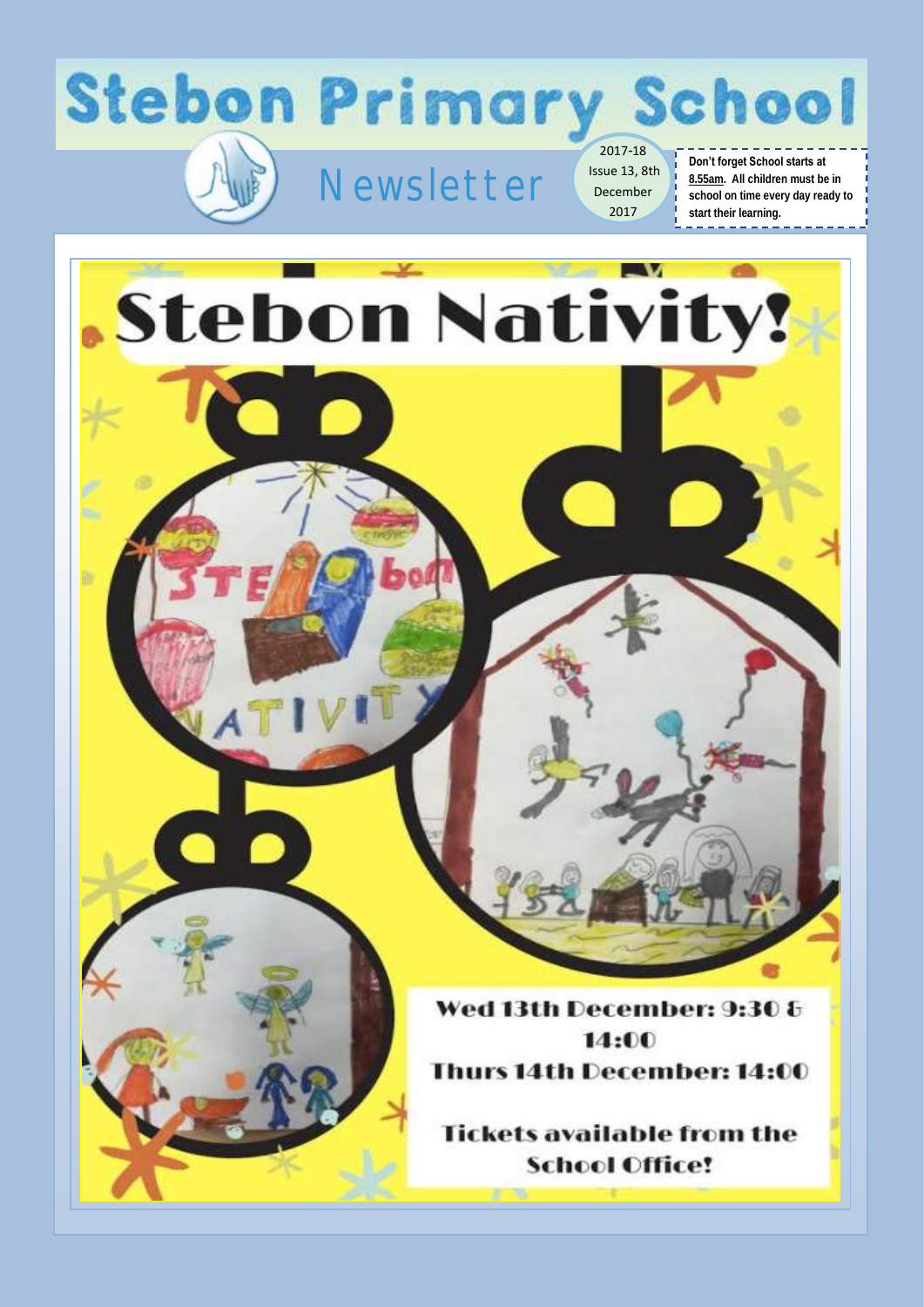# Stebon Primary School

## Newsletter

2017-18
Issue 13, 8th December 2017

**Don't forget School starts at <u>8.55am</u>. All children must be in school on time every day ready to start their learning.**

# Stebon Nativity!

**Wed 13th December: 9:30 & 14:00**

**Thurs 14th December: 14:00**

**Tickets available from the School Office!**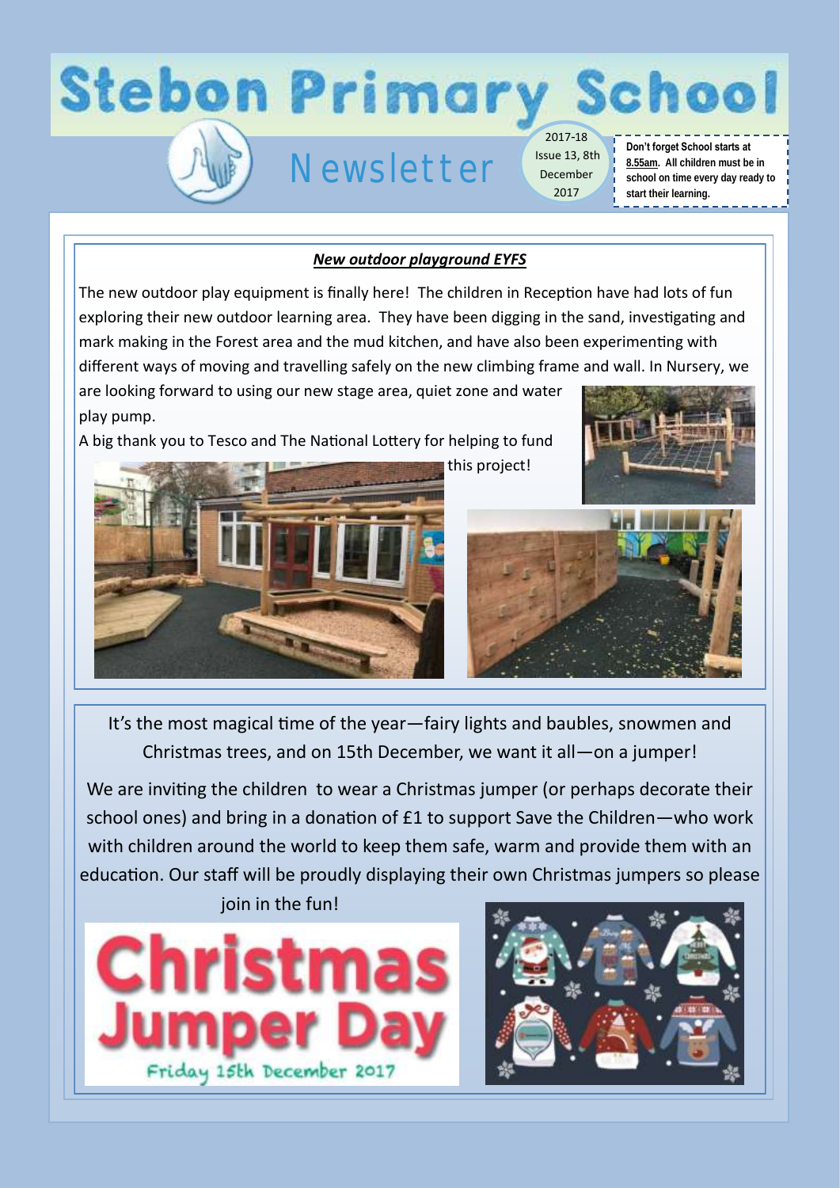# Stebon Primary School

## Newsletter

2017-18 Issue 13, 8th December 2017

**Don't forget School starts at 8.55am. All children must be in school on time every day ready to start their learning.**

### ***New outdoor playground EYFS***

The new outdoor play equipment is finally here! The children in Reception have had lots of fun exploring their new outdoor learning area. They have been digging in the sand, investigating and mark making in the Forest area and the mud kitchen, and have also been experimenting with different ways of moving and travelling safely on the new climbing frame and wall. In Nursery, we are looking forward to using our new stage area, quiet zone and water play pump.

A big thank you to Tesco and The National Lottery for helping to fund this project!

It's the most magical time of the year—fairy lights and baubles, snowmen and Christmas trees, and on 15th December, we want it all—on a jumper!

We are inviting the children to wear a Christmas jumper (or perhaps decorate their school ones) and bring in a donation of £1 to support Save the Children—who work with children around the world to keep them safe, warm and provide them with an education. Our staff will be proudly displaying their own Christmas jumpers so please join in the fun!

**Christmas Jumper Day**

Friday 15th December 2017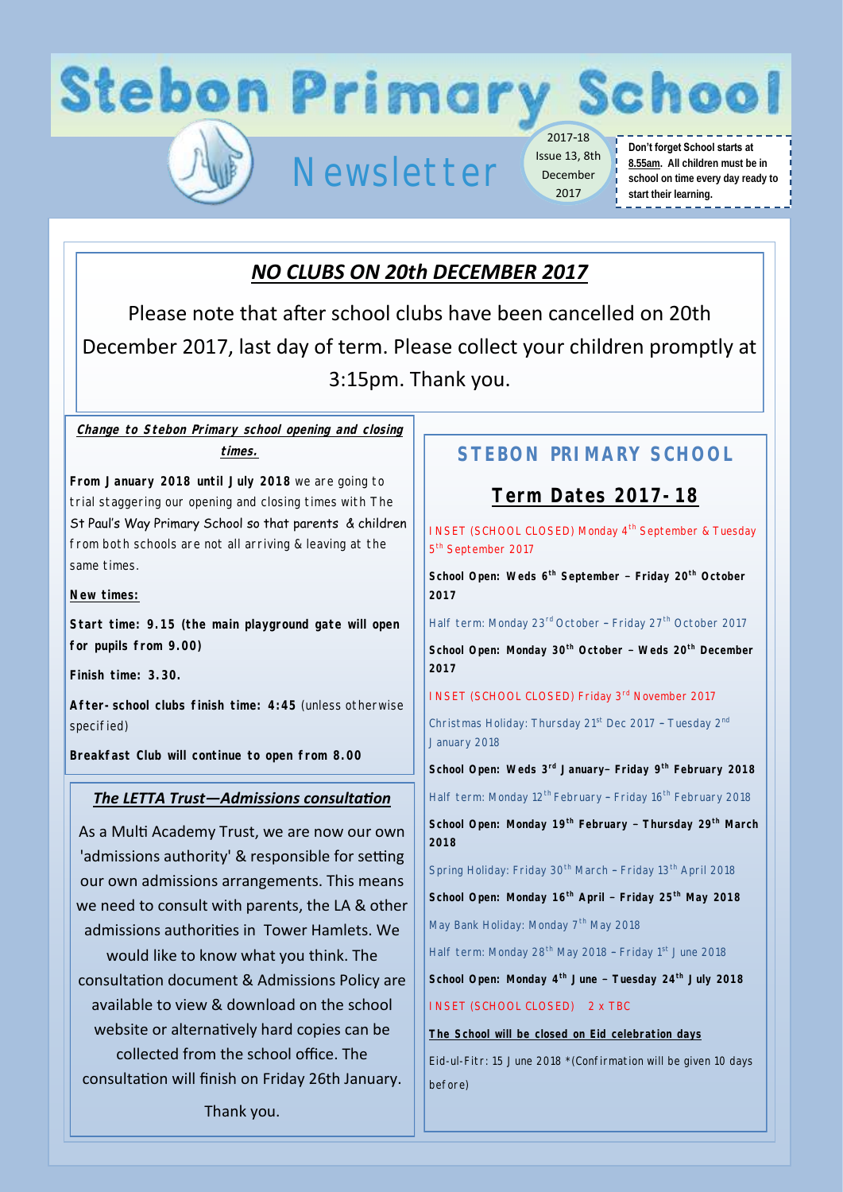# Stebon Primary School

Newsletter

2017-18 Issue 13, 8th December 2017

**Don't forget School starts at 8.55am. All children must be in school on time every day ready to start their learning.**

## ***NO CLUBS ON 20th DECEMBER 2017***

Please note that after school clubs have been cancelled on 20th December 2017, last day of term. Please collect your children promptly at 3:15pm. Thank you.

### ***Change to Stebon Primary school opening and closing times.***

**From January 2018 until July 2018** we are going to trial staggering our opening and closing times with The St Paul's Way Primary School so that parents & children from both schools are not all arriving & leaving at the same times.

**New times:**

**Start time: 9.15 (the main playground gate will open for pupils from 9.00)**

**Finish time: 3.30.**

**After-school clubs finish time: 4:45** (unless otherwise specified)

**Breakfast Club will continue to open from 8.00**

### ***The LETTA Trust—Admissions consultation***

As a Multi Academy Trust, we are now our own 'admissions authority' & responsible for setting our own admissions arrangements. This means we need to consult with parents, the LA & other admissions authorities in Tower Hamlets. We would like to know what you think. The consultation document & Admissions Policy are available to view & download on the school website or alternatively hard copies can be collected from the school office. The consultation will finish on Friday 26th January.

Thank you.

## STEBON PRIMARY SCHOOL

### Term Dates 2017-18

INSET (SCHOOL CLOSED) Monday 4th September & Tuesday 5th September 2017

**School Open: Weds 6th September – Friday 20th October 2017**

Half term: Monday 23rd October – Friday 27th October 2017

**School Open: Monday 30th October – Weds 20th December 2017**

INSET (SCHOOL CLOSED) Friday 3rd November 2017

Christmas Holiday: Thursday 21st Dec 2017 – Tuesday 2nd January 2018

**School Open: Weds 3rd January– Friday 9th February 2018**

Half term: Monday 12th February – Friday 16th February 2018

**School Open: Monday 19th February – Thursday 29th March 2018**

Spring Holiday: Friday 30th March – Friday 13th April 2018

**School Open: Monday 16th April – Friday 25th May 2018**

May Bank Holiday: Monday 7th May 2018

Half term: Monday 28th May 2018 – Friday 1st June 2018

**School Open: Monday 4th June – Tuesday 24th July 2018**

INSET (SCHOOL CLOSED) 2 x TBC

**The School will be closed on Eid celebration days**

Eid-ul-Fitr: 15 June 2018 *(Confirmation will be given 10 days before)